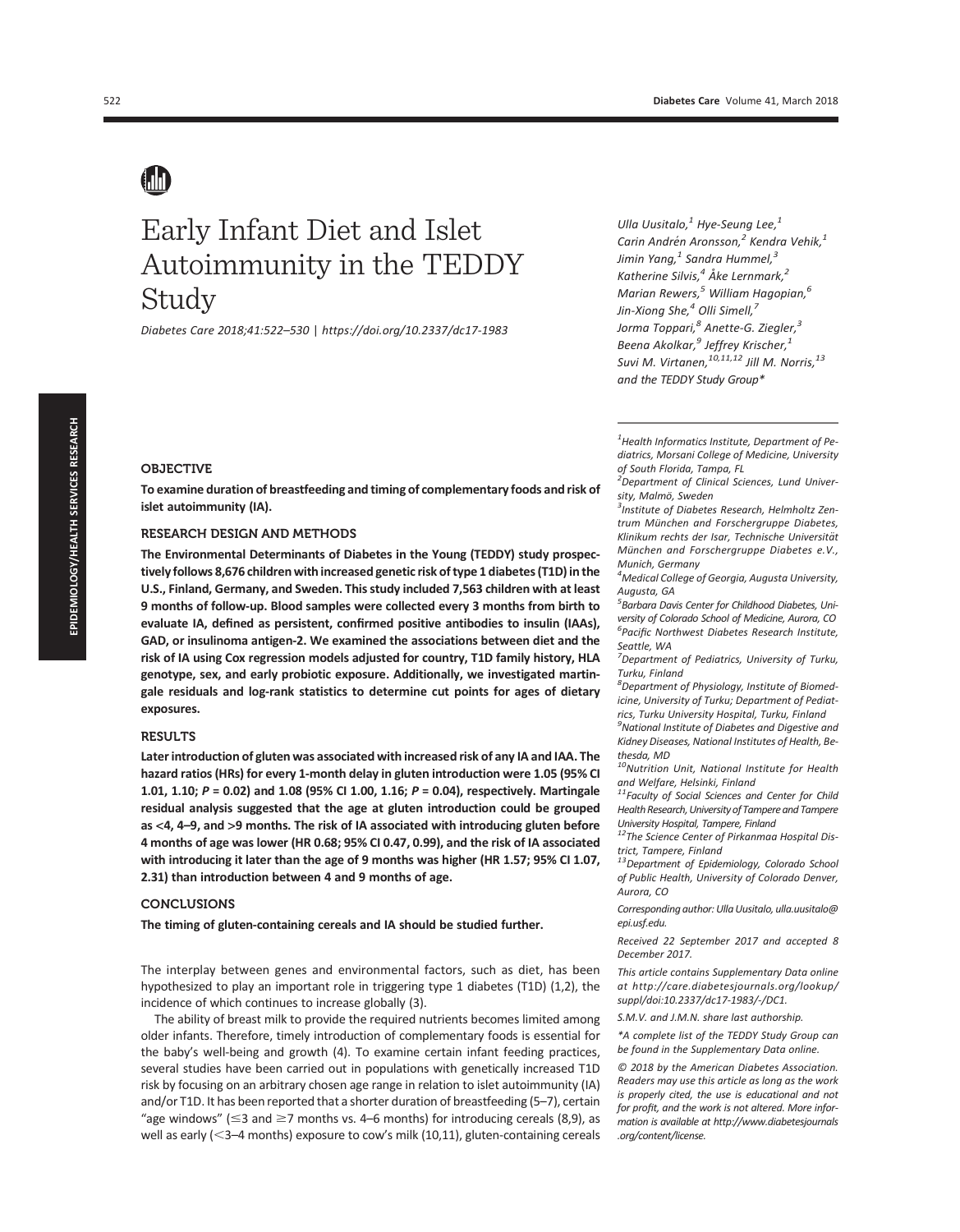# Early Infant Diet and Islet Autoimmunity in the TEDDY Study

*Diabetes Care 2018;41:522–530 | https://doi.org/10.2337/dc17-1983*

*Ulla Uusitalo,[1] Hye-Seung Lee,[1] Carin Andrén Aronsson,[2] Kendra Vehik,[1] Jimin Yang,[1] Sandra Hummel,[3] Katherine Silvis,[4] Åke Lernmark,[2] Marian Rewers,[5] William Hagopian,[6] Jin-Xiong She,[4] Olli Simell,[7] Jorma Toppari,[8] Anette-G. Ziegler,[3] Beena Akolkar,[9] Jeffrey Krischer,[1] Suvi M. Virtanen,[10,11,12] Jill M. Norris,[13] and the TEDDY Study Group**

## OBJECTIVE

**To examine duration of breastfeeding and timing of complementary foods and risk of islet autoimmunity (IA).**

## RESEARCH DESIGN AND METHODS

**The Environmental Determinants of Diabetes in the Young (TEDDY) study prospectively follows 8,676 children with increased genetic risk of type 1 diabetes (T1D) in the U.S., Finland, Germany, and Sweden. This study included 7,563 children with at least 9 months of follow-up. Blood samples were collected every 3 months from birth to evaluate IA, defined as persistent, confirmed positive antibodies to insulin (IAAs), GAD, or insulinoma antigen-2. We examined the associations between diet and the risk of IA using Cox regression models adjusted for country, T1D family history, HLA genotype, sex, and early probiotic exposure. Additionally, we investigated martingale residuals and log-rank statistics to determine cut points for ages of dietary exposures.**

## RESULTS

**Later introduction of gluten was associated with increased risk of any IA and IAA. The hazard ratios (HRs) for every 1-month delay in gluten introduction were 1.05 (95% CI 1.01, 1.10; *P* = 0.02) and 1.08 (95% CI 1.00, 1.16; *P* = 0.04), respectively. Martingale residual analysis suggested that the age at gluten introduction could be grouped as <4, 4–9, and >9 months. The risk of IA associated with introducing gluten before 4 months of age was lower (HR 0.68; 95% CI 0.47, 0.99), and the risk of IA associated with introducing it later than the age of 9 months was higher (HR 1.57; 95% CI 1.07, 2.31) than introduction between 4 and 9 months of age.**

## CONCLUSIONS

**The timing of gluten-containing cereals and IA should be studied further.**

The interplay between genes and environmental factors, such as diet, has been hypothesized to play an important role in triggering type 1 diabetes (T1D) (1,2), the incidence of which continues to increase globally (3).

The ability of breast milk to provide the required nutrients becomes limited among older infants. Therefore, timely introduction of complementary foods is essential for the baby's well-being and growth (4). To examine certain infant feeding practices, several studies have been carried out in populations with genetically increased T1D risk by focusing on an arbitrary chosen age range in relation to islet autoimmunity (IA) and/or T1D. It has been reported that a shorter duration of breastfeeding (5–7), certain "age windows" (≤3 and ≥7 months vs. 4–6 months) for introducing cereals (8,9), as well as early (<3–4 months) exposure to cow's milk (10,11), gluten-containing cereals

---

[1]Health Informatics Institute, Department of Pediatrics, Morsani College of Medicine, University of South Florida, Tampa, FL

[2]Department of Clinical Sciences, Lund University, Malmö, Sweden

[3]Institute of Diabetes Research, Helmholtz Zentrum München and Forschergruppe Diabetes, Klinikum rechts der Isar, Technische Universität München and Forschergruppe Diabetes e.V., Munich, Germany

[4]Medical College of Georgia, Augusta University, Augusta, GA

[5]Barbara Davis Center for Childhood Diabetes, University of Colorado School of Medicine, Aurora, CO

[6]Pacific Northwest Diabetes Research Institute, Seattle, WA

[7]Department of Pediatrics, University of Turku, Turku, Finland

[8]Department of Physiology, Institute of Biomedicine, University of Turku; Department of Pediatrics, Turku University Hospital, Turku, Finland

[9]National Institute of Diabetes and Digestive and Kidney Diseases, National Institutes of Health, Bethesda, MD

[10]Nutrition Unit, National Institute for Health and Welfare, Helsinki, Finland

[11]Faculty of Social Sciences and Center for Child Health Research, University of Tampere and Tampere University Hospital, Tampere, Finland

[12]The Science Center of Pirkanmaa Hospital District, Tampere, Finland

[13]Department of Epidemiology, Colorado School of Public Health, University of Colorado Denver, Aurora, CO

Corresponding author: Ulla Uusitalo, ulla.uusitalo@epi.usf.edu.

Received 22 September 2017 and accepted 8 December 2017.

This article contains Supplementary Data online at http://care.diabetesjournals.org/lookup/suppl/doi:10.2337/dc17-1983/-/DC1.

S.M.V. and J.M.N. share last authorship.

*A complete list of the TEDDY Study Group can be found in the Supplementary Data online.

© 2018 by the American Diabetes Association. Readers may use this article as long as the work is properly cited, the use is educational and not for profit, and the work is not altered. More information is available at http://www.diabetesjournals.org/content/license.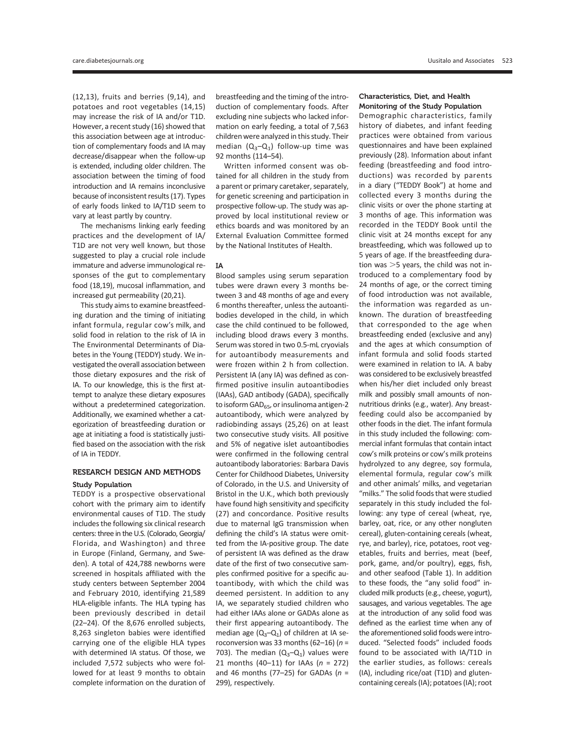(12,13), fruits and berries (9,14), and potatoes and root vegetables (14,15) may increase the risk of IA and/or T1D. However, a recent study (16) showed that this association between age at introduction of complementary foods and IA may decrease/disappear when the follow-up is extended, including older children. The association between the timing of food introduction and IA remains inconclusive because of inconsistent results (17). Types of early foods linked to IA/T1D seem to vary at least partly by country.

The mechanisms linking early feeding practices and the development of IA/T1D are not very well known, but those suggested to play a crucial role include immature and adverse immunological responses of the gut to complementary food (18,19), mucosal inflammation, and increased gut permeability (20,21).

This study aims to examine breastfeeding duration and the timing of initiating infant formula, regular cow's milk, and solid food in relation to the risk of IA in The Environmental Determinants of Diabetes in the Young (TEDDY) study. We investigated the overall association between those dietary exposures and the risk of IA. To our knowledge, this is the first attempt to analyze these dietary exposures without a predetermined categorization. Additionally, we examined whether a categorization of breastfeeding duration or age at initiating a food is statistically justified based on the association with the risk of IA in TEDDY.

## RESEARCH DESIGN AND METHODS

### Study Population

TEDDY is a prospective observational cohort with the primary aim to identify environmental causes of T1D. The study includes the following six clinical research centers: three in the U.S. (Colorado, Georgia/Florida, and Washington) and three in Europe (Finland, Germany, and Sweden). A total of 424,788 newborns were screened in hospitals affiliated with the study centers between September 2004 and February 2010, identifying 21,589 HLA-eligible infants. The HLA typing has been previously described in detail (22–24). Of the 8,676 enrolled subjects, 8,263 singleton babies were identified carrying one of the eligible HLA types with determined IA status. Of those, we included 7,572 subjects who were followed for at least 9 months to obtain complete information on the duration of breastfeeding and the timing of the introduction of complementary foods. After excluding nine subjects who lacked information on early feeding, a total of 7,563 children were analyzed in this study. Their median ($Q_3$–$Q_1$) follow-up time was 92 months (114–54).

Written informed consent was obtained for all children in the study from a parent or primary caretaker, separately, for genetic screening and participation in prospective follow-up. The study was approved by local institutional review or ethics boards and was monitored by an External Evaluation Committee formed by the National Institutes of Health.

### IA

Blood samples using serum separation tubes were drawn every 3 months between 3 and 48 months of age and every 6 months thereafter, unless the autoantibodies developed in the child, in which case the child continued to be followed, including blood draws every 3 months. Serum was stored in two 0.5-mL cryovials for autoantibody measurements and were frozen within 2 h from collection. Persistent IA (any IA) was defined as confirmed positive insulin autoantibodies (IAAs), GAD antibody (GADA), specifically to isoform $GAD_{65}$, or insulinoma antigen-2 autoantibody, which were analyzed by radiobinding assays (25,26) on at least two consecutive study visits. All positive and 5% of negative islet autoantibodies were confirmed in the following central autoantibody laboratories: Barbara Davis Center for Childhood Diabetes, University of Colorado, in the U.S. and University of Bristol in the U.K., which both previously have found high sensitivity and specificity (27) and concordance. Positive results due to maternal IgG transmission when defining the child's IA status were omitted from the IA-positive group. The date of persistent IA was defined as the draw date of the first of two consecutive samples confirmed positive for a specific autoantibody, with which the child was deemed persistent. In addition to any IA, we separately studied children who had either IAAs alone or GADAs alone as their first appearing autoantibody. The median age ($Q_3$–$Q_1$) of children at IA seroconversion was 33 months (62–16) ($n$ = 703). The median ($Q_3$–$Q_1$) values were 21 months (40–11) for IAAs ($n$ = 272) and 46 months (77–25) for GADAs ($n$ = 299), respectively.

### Characteristics, Diet, and Health Monitoring of the Study Population

Demographic characteristics, family history of diabetes, and infant feeding practices were obtained from various questionnaires and have been explained previously (28). Information about infant feeding (breastfeeding and food introductions) was recorded by parents in a diary ("TEDDY Book") at home and collected every 3 months during the clinic visits or over the phone starting at 3 months of age. This information was recorded in the TEDDY Book until the clinic visit at 24 months except for any breastfeeding, which was followed up to 5 years of age. If the breastfeeding duration was >5 years, the child was not introduced to a complementary food by 24 months of age, or the correct timing of food introduction was not available, the information was regarded as unknown. The duration of breastfeeding that corresponded to the age when breastfeeding ended (exclusive and any) and the ages at which consumption of infant formula and solid foods started were examined in relation to IA. A baby was considered to be exclusively breastfed when his/her diet included only breast milk and possibly small amounts of nonnutritious drinks (e.g., water). Any breastfeeding could also be accompanied by other foods in the diet. The infant formula in this study included the following: commercial infant formulas that contain intact cow's milk proteins or cow's milk proteins hydrolyzed to any degree, soy formula, elemental formula, regular cow's milk and other animals' milks, and vegetarian "milks." The solid foods that were studied separately in this study included the following: any type of cereal (wheat, rye, barley, oat, rice, or any other nongluten cereal), gluten-containing cereals (wheat, rye, and barley), rice, potatoes, root vegetables, fruits and berries, meat (beef, pork, game, and/or poultry), eggs, fish, and other seafood (Table 1). In addition to these foods, the "any solid food" included milk products (e.g., cheese, yogurt), sausages, and various vegetables. The age at the introduction of any solid food was defined as the earliest time when any of the aforementioned solid foods were introduced. "Selected foods" included foods found to be associated with IA/T1D in the earlier studies, as follows: cereals (IA), including rice/oat (T1D) and gluten-containing cereals (IA); potatoes (IA); root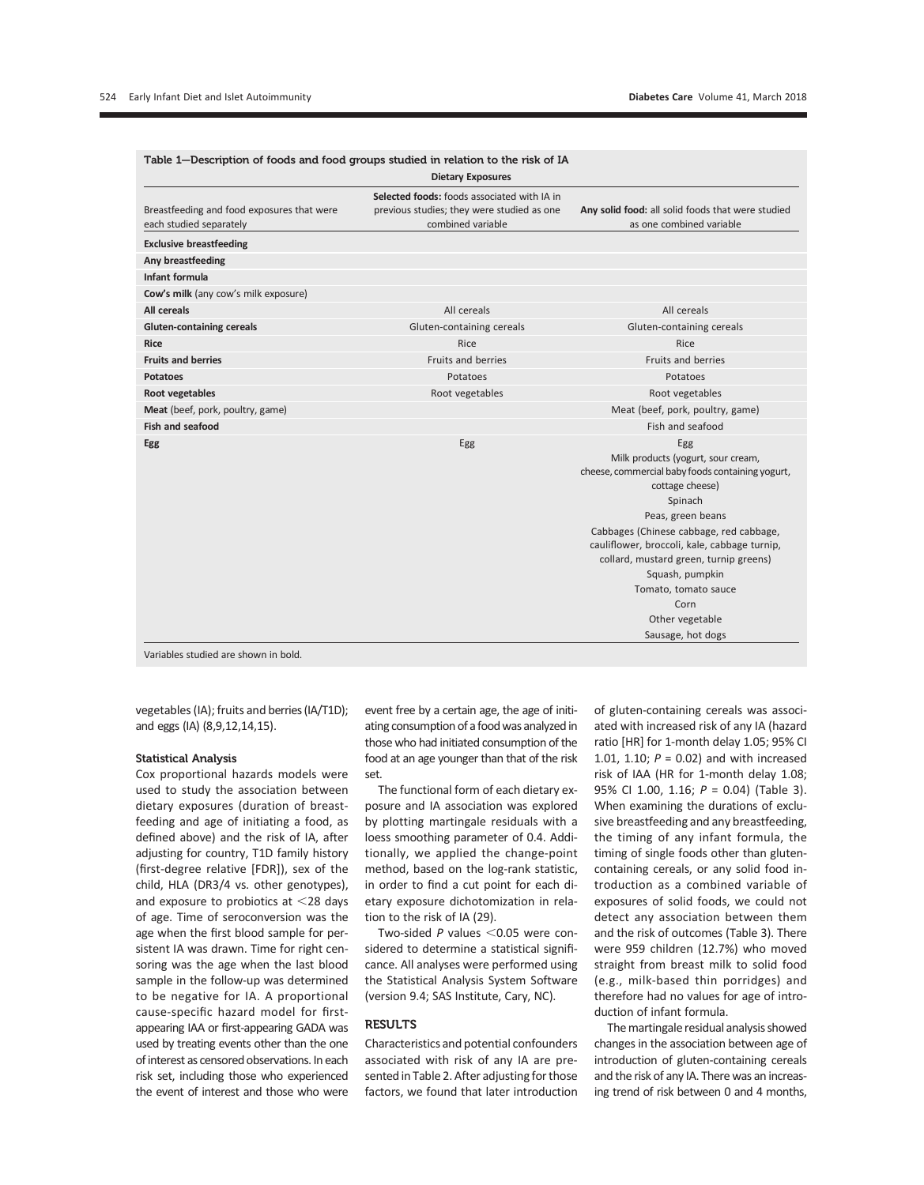Table 1—Description of foods and food groups studied in relation to the risk of IA

| Dietary Exposures | | |
|---|---|---|
| Breastfeeding and food exposures that were each studied separately | **Selected foods:** foods associated with IA in previous studies; they were studied as one combined variable | **Any solid food:** all solid foods that were studied as one combined variable |
| **Exclusive breastfeeding** | | |
| **Any breastfeeding** | | |
| **Infant formula** | | |
| **Cow's milk** (any cow's milk exposure) | | |
| **All cereals** | All cereals | All cereals |
| **Gluten-containing cereals** | Gluten-containing cereals | Gluten-containing cereals |
| **Rice** | Rice | Rice |
| **Fruits and berries** | Fruits and berries | Fruits and berries |
| **Potatoes** | Potatoes | Potatoes |
| **Root vegetables** | Root vegetables | Root vegetables |
| **Meat** (beef, pork, poultry, game) | | Meat (beef, pork, poultry, game) |
| **Fish and seafood** | | Fish and seafood |
| **Egg** | Egg | Egg |
| | | Milk products (yogurt, sour cream, cheese, commercial baby foods containing yogurt, cottage cheese) |
| | | Spinach |
| | | Peas, green beans |
| | | Cabbages (Chinese cabbage, red cabbage, cauliflower, broccoli, kale, cabbage turnip, collard, mustard green, turnip greens) |
| | | Squash, pumpkin |
| | | Tomato, tomato sauce |
| | | Corn |
| | | Other vegetable |
| | | Sausage, hot dogs |

Variables studied are shown in bold.

vegetables (IA); fruits and berries (IA/T1D); and eggs (IA) (8,9,12,14,15).

### Statistical Analysis

Cox proportional hazards models were used to study the association between dietary exposures (duration of breastfeeding and age of initiating a food, as defined above) and the risk of IA, after adjusting for country, T1D family history (first-degree relative [FDR]), sex of the child, HLA (DR3/4 vs. other genotypes), and exposure to probiotics at <28 days of age. Time of seroconversion was the age when the first blood sample for persistent IA was drawn. Time for right censoring was the age when the last blood sample in the follow-up was determined to be negative for IA. A proportional cause-specific hazard model for first-appearing IAA or first-appearing GADA was used by treating events other than the one of interest as censored observations. In each risk set, including those who experienced the event of interest and those who were event free by a certain age, the age of initiating consumption of a food was analyzed in those who had initiated consumption of the food at an age younger than that of the risk set.

The functional form of each dietary exposure and IA association was explored by plotting martingale residuals with a loess smoothing parameter of 0.4. Additionally, we applied the change-point method, based on the log-rank statistic, in order to find a cut point for each dietary exposure dichotomization in relation to the risk of IA (29).

Two-sided *P* values <0.05 were considered to determine a statistical significance. All analyses were performed using the Statistical Analysis System Software (version 9.4; SAS Institute, Cary, NC).

## RESULTS

Characteristics and potential confounders associated with risk of any IA are presented in Table 2. After adjusting for those factors, we found that later introduction of gluten-containing cereals was associated with increased risk of any IA (hazard ratio [HR] for 1-month delay 1.05; 95% CI 1.01, 1.10; *P* = 0.02) and with increased risk of IAA (HR for 1-month delay 1.08; 95% CI 1.00, 1.16; *P* = 0.04) (Table 3). When examining the durations of exclusive breastfeeding and any breastfeeding, the timing of any infant formula, the timing of single foods other than gluten-containing cereals, or any solid food introduction as a combined variable of exposures of solid foods, we could not detect any association between them and the risk of outcomes (Table 3). There were 959 children (12.7%) who moved straight from breast milk to solid food (e.g., milk-based thin porridges) and therefore had no values for age of introduction of infant formula.

The martingale residual analysis showed changes in the association between age of introduction of gluten-containing cereals and the risk of any IA. There was an increasing trend of risk between 0 and 4 months,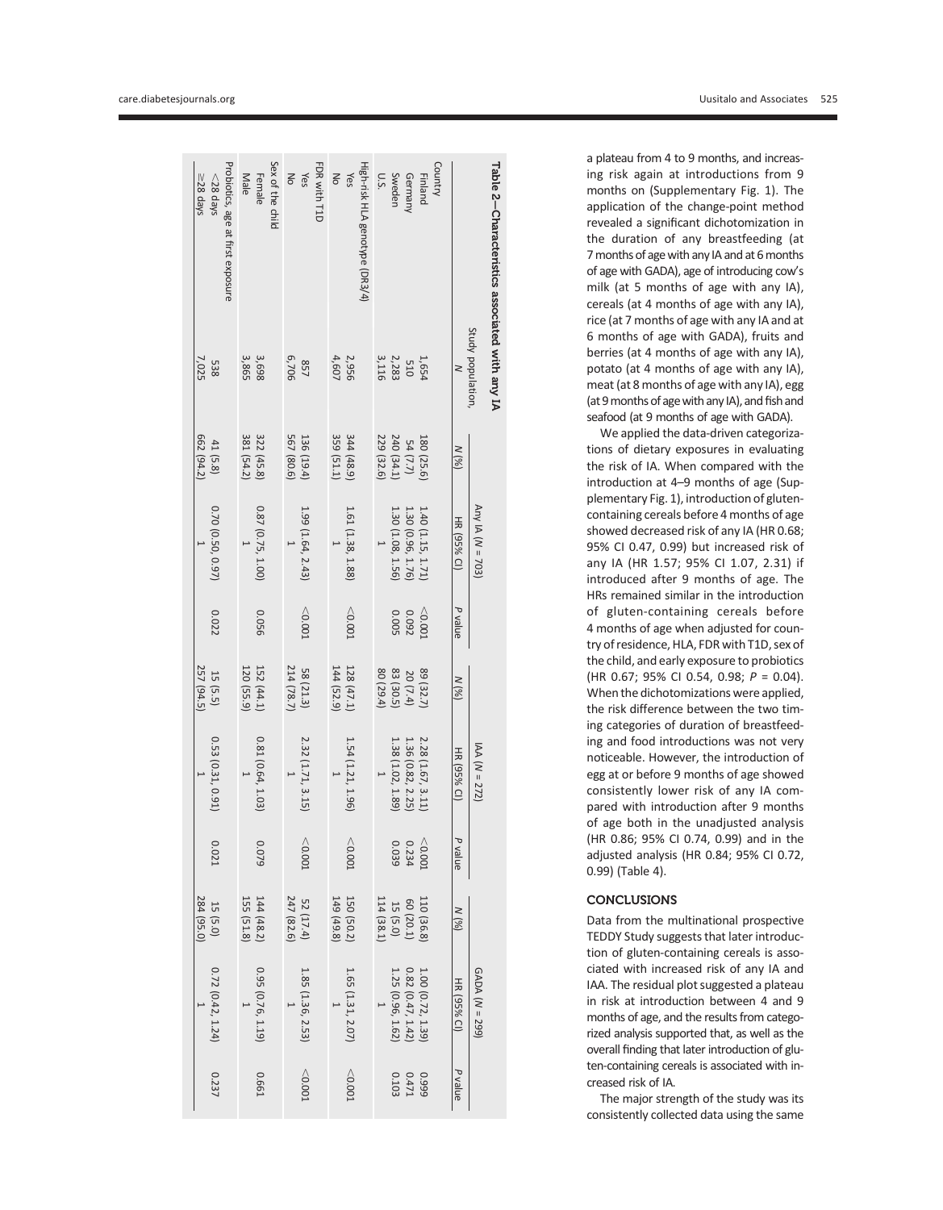## Table 2—Characteristics associated with any IA

| | Study population, N | Any IA (N = 703) | | | IAA (N = 272) | | | GADA (N = 299) | | |
|---|---|---|---|---|---|---|---|---|---|---|
| | | N (%) | HR (95% CI) | P value | N (%) | HR (95% CI) | P value | N (%) | HR (95% CI) | P value |
| Country | | | | | | | | | | |
| Finland | 1,654 | 180 (25.6) | 1.40 (1.15, 1.71) | <0.001 | 89 (32.7) | 2.28 (1.67, 3.11) | <0.001 | 110 (36.8) | 1.00 (0.72, 1.39) | 0.999 |
| Germany | 510 | 54 (7.7) | 1.30 (0.96, 1.76) | 0.092 | 20 (7.4) | 1.36 (0.82, 2.25) | 0.234 | 60 (20.1) | 0.82 (0.47, 1.42) | 0.471 |
| Sweden | 2,283 | 240 (34.1) | 1.30 (1.08, 1.56) | 0.005 | 83 (30.5) | 1.38 (1.02, 1.89) | 0.039 | 15 (5.0) | 1.25 (0.96, 1.62) | 0.103 |
| U.S. | 3,116 | 229 (32.6) | 1 | | 80 (29.4) | 1 | | 114 (38.1) | 1 | |
| High-risk HLA genotype (DR3/4) | | | | | | | | | | |
| Yes | 2,956 | 344 (48.9) | 1.61 (1.38, 1.88) | <0.001 | 128 (47.1) | 1.54 (1.21, 1.96) | <0.001 | 150 (50.2) | 1.65 (1.31, 2.07) | <0.001 |
| No | 4,607 | 359 (51.1) | 1 | | 144 (52.9) | 1 | | 149 (49.8) | 1 | |
| FDR with T1D | | | | | | | | | | |
| Yes | 857 | 136 (19.4) | 1.99 (1.64, 2.43) | <0.001 | 58 (21.3) | 2.32 (1.71, 3.15) | <0.001 | 52 (17.4) | 1.85 (1.36, 2.53) | <0.001 |
| No | 6,706 | 567 (80.6) | 1 | | 214 (78.7) | 1 | | 247 (82.6) | 1 | |
| Sex of the child | | | | | | | | | | |
| Female | 3,698 | 322 (45.8) | 0.87 (0.75, 1.00) | 0.056 | 152 (44.1) | 0.81 (0.64, 1.03) | 0.079 | 144 (48.2) | 0.95 (0.76, 1.19) | 0.661 |
| Male | 3,865 | 381 (54.2) | 1 | | 120 (55.9) | 1 | | 155 (51.8) | 1 | |
| Probiotics, age at first exposure | | | | | | | | | | |
| <28 days | 538 | 41 (5.8) | 0.70 (0.50, 0.97) | 0.022 | 15 (5.5) | 0.53 (0.31, 0.91) | 0.021 | 15 (5.0) | 0.72 (0.42, 1.24) | 0.237 |
| ≥28 days | 7,025 | 662 (94.2) | 1 | | 257 (94.5) | 1 | | 284 (95.0) | 1 | |

a plateau from 4 to 9 months, and increasing risk again at introductions from 9 months on (Supplementary Fig. 1). The application of the change-point method revealed a significant dichotomization in the duration of any breastfeeding (at 7 months of age with any IA and at 6 months of age with GADA), age of introducing cow's milk (at 5 months of age with any IA), cereals (at 4 months of age with any IA), rice (at 7 months of age with any IA and at 6 months of age with GADA), fruits and berries (at 4 months of age with any IA), potato (at 4 months of age with any IA), meat (at 8 months of age with any IA), egg (at 9 months of age with any IA), and fish and seafood (at 9 months of age with GADA).

We applied the data-driven categorizations of dietary exposures in evaluating the risk of IA. When compared with the introduction at 4–9 months of age (Supplementary Fig. 1), introduction of gluten-containing cereals before 4 months of age showed decreased risk of any IA (HR 0.68; 95% CI 0.47, 0.99) but increased risk of any IA (HR 1.57; 95% CI 1.07, 2.31) if introduced after 9 months of age. The HRs remained similar in the introduction of gluten-containing cereals before 4 months of age when adjusted for country of residence, HLA, FDR with T1D, sex of the child, and early exposure to probiotics (HR 0.67; 95% CI 0.54, 0.98; $P = 0.04$). When the dichotomizations were applied, the risk difference between the two timing categories of duration of breastfeeding and food introductions was not very noticeable. However, the introduction of egg at or before 9 months of age showed consistently lower risk of any IA compared with introduction after 9 months of age both in the unadjusted analysis (HR 0.86; 95% CI 0.74, 0.99) and in the adjusted analysis (HR 0.84; 95% CI 0.72, 0.99) (Table 4).

## CONCLUSIONS

Data from the multinational prospective TEDDY Study suggests that later introduction of gluten-containing cereals is associated with increased risk of any IA and IAA. The residual plot suggested a plateau in risk at introduction between 4 and 9 months of age, and the results from categorized analysis supported that, as well as the overall finding that later introduction of gluten-containing cereals is associated with increased risk of IA.

The major strength of the study was its consistently collected data using the same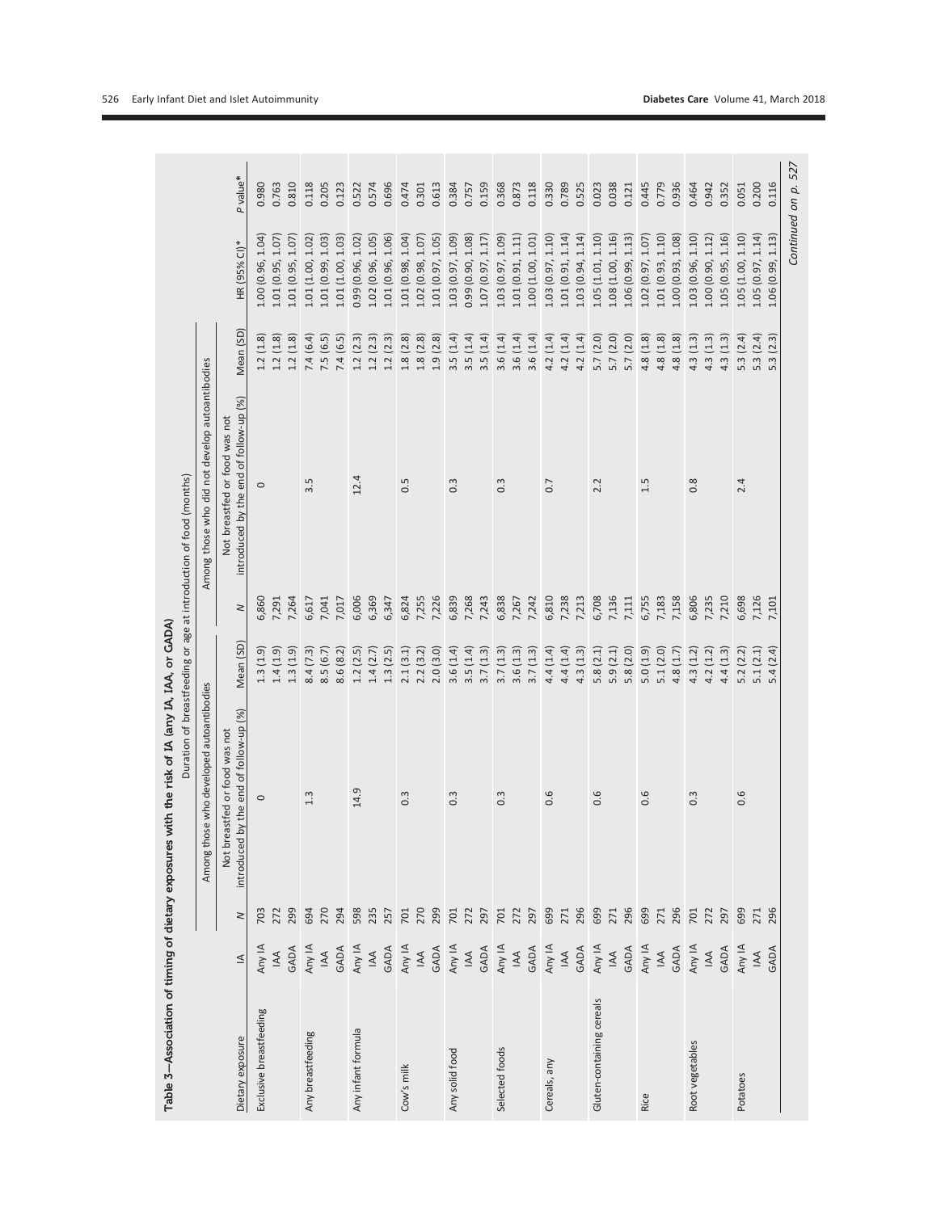**Table 3—Association of timing of dietary exposures with the risk of IA (any IA, IAA, or GADA)**

| | | Duration of breastfeeding or age at introduction of food (months) | | | | | | | |
|---|---|---|---|---|---|---|---|---|---|
| | | Among those who developed autoantibodies | | | Among those who did not develop autoantibodies | | | | |
| Dietary exposure | IA | N | Not breastfed or food was not introduced by the end of follow-up (%) | Mean (SD) | N | Not breastfed or food was not introduced by the end of follow-up (%) | Mean (SD) | HR (95% CI)* | P value* |
| Exclusive breastfeeding | Any IA | 703 | 0 | 1.3 (1.9) | 6,860 | 0 | 1.2 (1.8) | 1.00 (0.96, 1.04) | 0.980 |
| | IAA | 272 | | 1.4 (1.9) | 7,291 | | 1.2 (1.8) | 1.01 (0.95, 1.07) | 0.763 |
| | GADA | 299 | | 1.3 (1.9) | 7,264 | | 1.2 (1.8) | 1.01 (0.95, 1.07) | 0.810 |
| Any breastfeeding | Any IA | 694 | 1.3 | 8.4 (7.3) | 6,617 | 3.5 | 7.4 (6.4) | 1.01 (1.00, 1.02) | 0.118 |
| | IAA | 270 | | 8.5 (6.7) | 7,041 | | 7.5 (6.5) | 1.01 (0.99, 1.03) | 0.205 |
| | GADA | 294 | | 8.6 (8.2) | 7,017 | | 7.4 (6.5) | 1.01 (1.00, 1.03) | 0.123 |
| Any infant formula | Any IA | 598 | 14.9 | 1.2 (2.5) | 6,006 | 12.4 | 1.2 (2.3) | 0.99 (0.96, 1.02) | 0.522 |
| | IAA | 235 | | 1.4 (2.7) | 6,369 | | 1.2 (2.3) | 1.02 (0.96, 1.05) | 0.574 |
| | GADA | 257 | | 1.3 (2.5) | 6,347 | | 1.2 (2.3) | 1.01 (0.96, 1.06) | 0.696 |
| Cow's milk | Any IA | 701 | 0.3 | 2.1 (3.1) | 6,824 | 0.5 | 1.8 (2.8) | 1.01 (0.98, 1.04) | 0.474 |
| | IAA | 270 | | 2.2 (3.2) | 7,255 | | 1.8 (2.8) | 1.02 (0.98, 1.07) | 0.301 |
| | GADA | 299 | | 2.0 (3.0) | 7,226 | | 1.9 (2.8) | 1.01 (0.97, 1.05) | 0.613 |
| Any solid food | Any IA | 701 | 0.3 | 3.6 (1.4) | 6,839 | 0.3 | 3.5 (1.4) | 1.03 (0.97, 1.09) | 0.384 |
| | IAA | 272 | | 3.5 (1.4) | 7,268 | | 3.5 (1.4) | 0.99 (0.90, 1.08) | 0.757 |
| | GADA | 297 | | 3.7 (1.3) | 7,243 | | 3.5 (1.4) | 1.07 (0.97, 1.17) | 0.159 |
| Selected foods | Any IA | 701 | 0.3 | 3.7 (1.3) | 6,838 | 0.3 | 3.6 (1.4) | 1.03 (0.97, 1.09) | 0.368 |
| | IAA | 272 | | 3.6 (1.3) | 7,267 | | 3.6 (1.4) | 1.01 (0.91, 1.11) | 0.873 |
| | GADA | 297 | | 3.7 (1.3) | 7,242 | | 3.6 (1.4) | 1.00 (1.00, 1.01) | 0.118 |
| Cereals, any | Any IA | 699 | 0.6 | 4.4 (1.4) | 6,810 | 0.7 | 4.2 (1.4) | 1.03 (0.97, 1.10) | 0.330 |
| | IAA | 271 | | 4.4 (1.4) | 7,238 | | 4.2 (1.4) | 1.01 (0.91, 1.14) | 0.789 |
| | GADA | 296 | | 4.3 (1.3) | 7,213 | | 4.2 (1.4) | 1.03 (0.94, 1.14) | 0.525 |
| Gluten-containing cereals | Any IA | 699 | 0.6 | 5.8 (2.1) | 6,708 | 2.2 | 5.7 (2.0) | 1.05 (1.01, 1.10) | 0.023 |
| | IAA | 271 | | 5.9 (2.1) | 7,136 | | 5.7 (2.0) | 1.08 (1.00, 1.16) | 0.038 |
| | GADA | 296 | | 5.8 (2.0) | 7,111 | | 5.7 (2.0) | 1.06 (0.99, 1.13) | 0.121 |
| Rice | Any IA | 699 | 0.6 | 5.0 (1.9) | 6,755 | 1.5 | 4.8 (1.8) | 1.02 (0.97, 1.07) | 0.445 |
| | IAA | 271 | | 5.1 (2.0) | 7,183 | | 4.8 (1.8) | 1.01 (0.93, 1.10) | 0.779 |
| | GADA | 296 | | 4.8 (1.7) | 7,158 | | 4.8 (1.8) | 1.00 (0.93, 1.08) | 0.936 |
| Root vegetables | Any IA | 701 | 0.3 | 4.3 (1.2) | 6,806 | 0.8 | 4.3 (1.3) | 1.03 (0.96, 1.10) | 0.464 |
| | IAA | 272 | | 4.2 (1.2) | 7,235 | | 4.3 (1.3) | 1.00 (0.90, 1.12) | 0.942 |
| | GADA | 297 | | 4.4 (1.3) | 7,210 | | 4.3 (1.3) | 1.05 (0.95, 1.16) | 0.352 |
| Potatoes | Any IA | 699 | 0.6 | 5.2 (2.2) | 6,698 | 2.4 | 5.3 (2.4) | 1.05 (1.00, 1.10) | 0.051 |
| | IAA | 271 | | 5.1 (2.1) | 7,126 | | 5.3 (2.4) | 1.05 (0.97, 1.14) | 0.200 |
| | GADA | 296 | | 5.4 (2.4) | 7,101 | | 5.3 (2.3) | 1.06 (0.99, 1.13) | 0.116 |

*Continued on p. 527*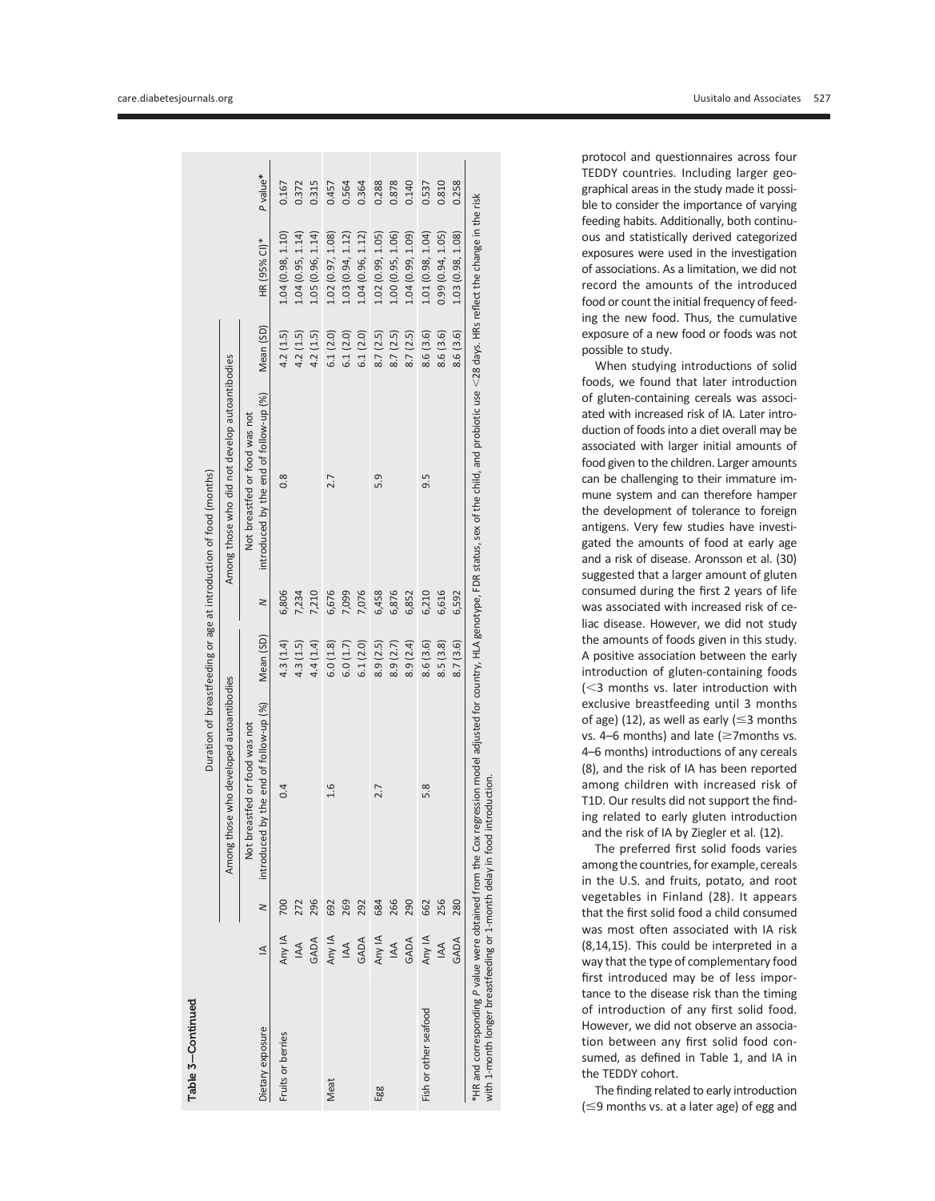**Table 3—Continued**

| Dietary exposure | IA | Duration of breastfeeding or age at introduction of food (months) | | | | | | |
|---|---|---|---|---|---|---|---|---|
| | | Among those who developed autoantibodies | | | Among those who did not develop autoantibodies | | | | |
| | | *N* | Not breastfed or food was not introduced by the end of follow-up (%) | Mean (SD) | *N* | Not breastfed or food was not introduced by the end of follow-up (%) | Mean (SD) | HR (95% CI)* | *P* value* |
| Fruits or berries | Any IA | 700 | 0.4 | 4.3 (1.4) | 6,806 | 0.8 | 4.2 (1.5) | 1.04 (0.98, 1.10) | 0.167 |
| | IAA | 272 | | 4.3 (1.5) | 7,234 | | 4.2 (1.5) | 1.04 (0.95, 1.14) | 0.372 |
| | GADA | 296 | | 4.4 (1.4) | 7,210 | | 4.2 (1.5) | 1.05 (0.96, 1.14) | 0.315 |
| Meat | Any IA | 692 | 1.6 | 6.0 (1.8) | 6,676 | 2.7 | 6.1 (2.0) | 1.02 (0.97, 1.08) | 0.457 |
| | IAA | 269 | | 6.0 (1.7) | 7,099 | | 6.1 (2.0) | 1.03 (0.94, 1.12) | 0.564 |
| | GADA | 292 | | 6.1 (2.0) | 7,076 | | 6.1 (2.0) | 1.04 (0.96, 1.12) | 0.364 |
| Egg | Any IA | 684 | 2.7 | 8.9 (2.5) | 6,458 | 5.9 | 8.7 (2.5) | 1.02 (0.99, 1.05) | 0.288 |
| | IAA | 266 | | 8.9 (2.7) | 6,876 | | 8.7 (2.5) | 1.00 (0.95, 1.06) | 0.878 |
| | GADA | 290 | | 8.9 (2.4) | 6,852 | | 8.7 (2.5) | 1.04 (0.99, 1.09) | 0.140 |
| Fish or other seafood | Any IA | 662 | 5.8 | 8.6 (3.6) | 6,210 | 9.5 | 8.6 (3.6) | 1.01 (0.98, 1.04) | 0.537 |
| | IAA | 256 | | 8.5 (3.8) | 6,616 | | 8.6 (3.6) | 0.99 (0.94, 1.05) | 0.810 |
| | GADA | 280 | | 8.7 (3.6) | 6,592 | | 8.6 (3.6) | 1.03 (0.98, 1.08) | 0.258 |

*HR and corresponding *P* value were obtained from the Cox regression model adjusted for country, HLA genotype, FDR status, sex of the child, and probiotic use <28 days. HRs reflect the change in the risk with 1-month longer breastfeeding or 1-month delay in food introduction.

protocol and questionnaires across four TEDDY countries. Including larger geographical areas in the study made it possible to consider the importance of varying feeding habits. Additionally, both continuous and statistically derived categorized exposures were used in the investigation of associations. As a limitation, we did not record the amounts of the introduced food or count the initial frequency of feeding the new food. Thus, the cumulative exposure of a new food or foods was not possible to study.

When studying introductions of solid foods, we found that later introduction of gluten-containing cereals was associated with increased risk of IA. Later introduction of foods into a diet overall may be associated with larger initial amounts of food given to the children. Larger amounts can be challenging to their immature immune system and can therefore hamper the development of tolerance to foreign antigens. Very few studies have investigated the amounts of food at early age and a risk of disease. Aronsson et al. (30) suggested that a larger amount of gluten consumed during the first 2 years of life was associated with increased risk of celiac disease. However, we did not study the amounts of foods given in this study. A positive association between the early introduction of gluten-containing foods (<3 months vs. later introduction with exclusive breastfeeding until 3 months of age) (12), as well as early (≤3 months vs. 4–6 months) and late (≥7months vs. 4–6 months) introductions of any cereals (8), and the risk of IA has been reported among children with increased risk of T1D. Our results did not support the finding related to early gluten introduction and the risk of IA by Ziegler et al. (12).

The preferred first solid foods varies among the countries, for example, cereals in the U.S. and fruits, potato, and root vegetables in Finland (28). It appears that the first solid food a child consumed was most often associated with IA risk (8,14,15). This could be interpreted in a way that the type of complementary food first introduced may be of less importance to the disease risk than the timing of introduction of any first solid food. However, we did not observe an association between any first solid food consumed, as defined in Table 1, and IA in the TEDDY cohort.

The finding related to early introduction (≤9 months vs. at a later age) of egg and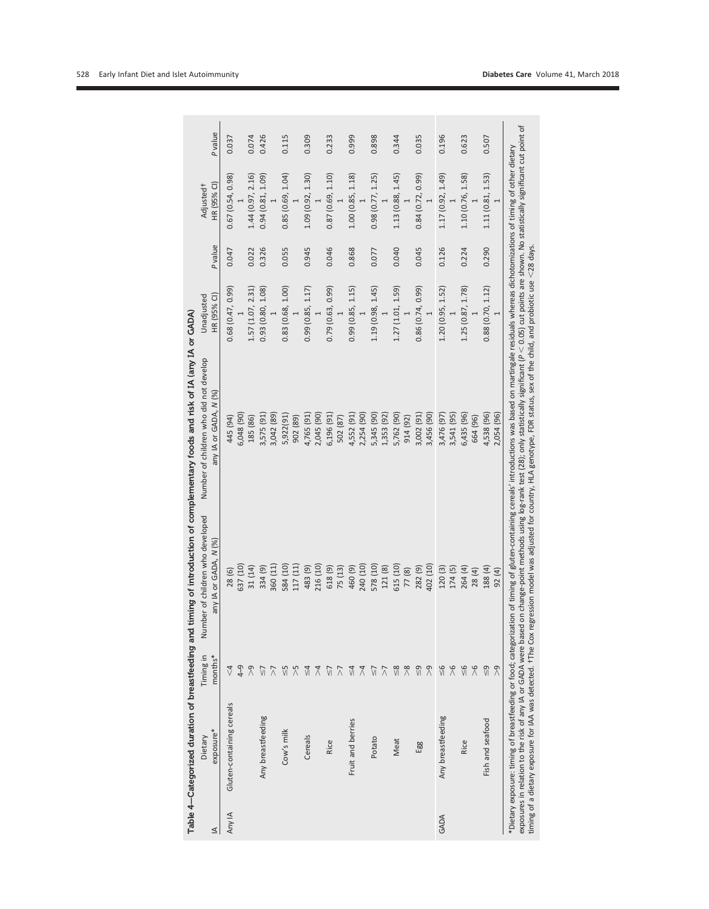**Table 4—Categorized duration of breastfeeding and timing of introduction of complementary foods and risk of IA (any IA or GADA)**

| IA | Dietary exposure* | Timing in months* | Number of children who developed any IA or GADA, N (%) | Number of children who did not develop any IA or GADA, N (%) | Unadjusted HR (95% CI) | P value | Adjusted† HR (95% CI) | P value |
|---|---|---|---|---|---|---|---|---|
| Any IA | Gluten-containing cereals | <4 | 28 (6) | 445 (94) | 0.68 (0.47, 0.99) | 0.047 | 0.67 (0.54, 0.98) | 0.037 |
| | | 4–9 | 637 (10) | 6,048 (90) | 1 | | 1 | |
| | | >9 | 31 (14) | 185 (86) | 1.57 (1.07, 2.31) | 0.022 | 1.44 (0.97, 2.16) | 0.074 |
| | Any breastfeeding | ≤7 | 334 (9) | 3,575 (91) | 0.93 (0.80, 1.08) | 0.326 | 0.94 (0.81, 1.09) | 0.426 |
| | | >7 | 360 (11) | 3,042 (89) | 1 | | 1 | |
| | Cow's milk | ≤5 | 584 (10) | 5,922(91) | 0.83 (0.68, 1.00) | 0.055 | 0.85 (0.69, 1.04) | 0.115 |
| | | >5 | 117 (11) | 902 (89) | 1 | | 1 | |
| | Cereals | ≤4 | 483 (9) | 4,765 (91) | 0.99 (0.85, 1.17) | 0.945 | 1.09 (0.92, 1.30) | 0.309 |
| | | >4 | 216 (10) | 2,045 (90) | 1 | | 1 | |
| | Rice | ≤7 | 618 (9) | 6,196 (91) | 0.79 (0.63, 0.99) | 0.046 | 0.87 (0.69, 1.10) | 0.233 |
| | | >7 | 75 (13) | 502 (87) | 1 | | 1 | |
| | Fruit and berries | ≤4 | 460 (9) | 4,552 (91) | 0.99 (0.85, 1.15) | 0.868 | 1.00 (0.85, 1.18) | 0.999 |
| | | >4 | 240 (10) | 2,254 (90) | 1 | | 1 | |
| | Potato | ≤7 | 578 (10) | 5,345 (90) | 1.19 (0.98, 1.45) | 0.077 | 0.98 (0.77, 1.25) | 0.898 |
| | | >7 | 121 (8) | 1,353 (92) | 1 | | 1 | |
| | Meat | ≤8 | 615 (10) | 5,762 (90) | 1.27 (1.01, 1.59) | 0.040 | 1.13 (0.88, 1.45) | 0.344 |
| | | >8 | 77 (8) | 914 (92) | 1 | | 1 | |
| | Egg | ≤9 | 282 (9) | 3,002 (91) | 0.86 (0.74, 0.99) | 0.045 | 0.84 (0.72, 0.99) | 0.035 |
| | | >9 | 402 (10) | 3,456 (90) | 1 | | 1 | |
| GADA | Any breastfeeding | ≤6 | 120 (3) | 3,476 (97) | 1.20 (0.95, 1.52) | 0.126 | 1.17 (0.92, 1.49) | 0.196 |
| | | >6 | 174 (5) | 3,541 (95) | 1 | | 1 | |
| | Rice | ≤6 | 264 (4) | 6,435 (96) | 1.25 (0.87, 1.78) | 0.224 | 1.10 (0.76, 1.58) | 0.623 |
| | | >6 | 28 (4) | 664 (96) | 1 | | 1 | |
| | Fish and seafood | ≤9 | 188 (4) | 4,538 (96) | 0.88 (0.70, 1.12) | 0.290 | 1.11 (0.81, 1.53) | 0.507 |
| | | >9 | 92 (4) | 2,054 (96) | 1 | | 1 | |

*Dietary exposure: timing of breastfeeding or food; categorization of timing of gluten-containing cereals' introductions was based on martingale residuals whereas dichotomizations of timing of other dietary exposures in relation to the risk of any IA or GADA were based on change-point methods using log-rank test (28); only statistically significant ($P < 0.05$) cut points are shown. No statistically significant cut point of timing of a dietary exposure for IAA was detected. †The Cox regression model was adjusted for country, HLA genotype, FDR status, sex of the child, and probiotic use <28 days.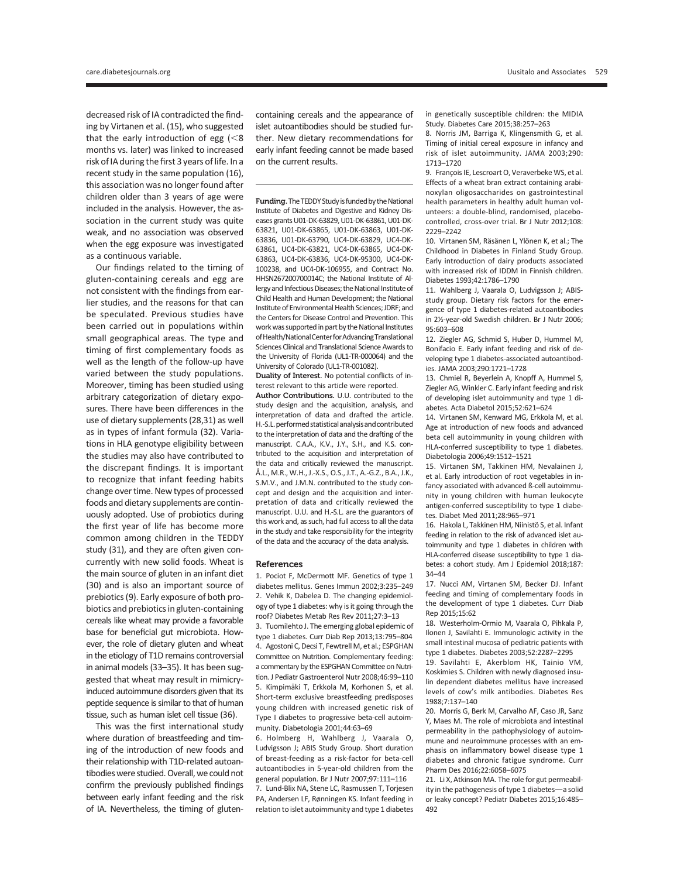decreased risk of IA contradicted the finding by Virtanen et al. (15), who suggested that the early introduction of egg (<8 months vs. later) was linked to increased risk of IA during the first 3 years of life. In a recent study in the same population (16), this association was no longer found after children older than 3 years of age were included in the analysis. However, the association in the current study was quite weak, and no association was observed when the egg exposure was investigated as a continuous variable.

Our findings related to the timing of gluten-containing cereals and egg are not consistent with the findings from earlier studies, and the reasons for that can be speculated. Previous studies have been carried out in populations within small geographical areas. The type and timing of first complementary foods as well as the length of the follow-up have varied between the study populations. Moreover, timing has been studied using arbitrary categorization of dietary exposures. There have been differences in the use of dietary supplements (28,31) as well as in types of infant formula (32). Variations in HLA genotype eligibility between the studies may also have contributed to the discrepant findings. It is important to recognize that infant feeding habits change over time. New types of processed foods and dietary supplements are continuously adopted. Use of probiotics during the first year of life has become more common among children in the TEDDY study (31), and they are often given concurrently with new solid foods. Wheat is the main source of gluten in an infant diet (30) and is also an important source of prebiotics (9). Early exposure of both probiotics and prebiotics in gluten-containing cereals like wheat may provide a favorable base for beneficial gut microbiota. However, the role of dietary gluten and wheat in the etiology of T1D remains controversial in animal models (33–35). It has been suggested that wheat may result in mimicry-induced autoimmune disorders given that its peptide sequence is similar to that of human tissue, such as human islet cell tissue (36).

This was the first international study where duration of breastfeeding and timing of the introduction of new foods and their relationship with T1D-related autoantibodies were studied. Overall, we could not confirm the previously published findings between early infant feeding and the risk of IA. Nevertheless, the timing of gluten-containing cereals and the appearance of islet autoantibodies should be studied further. New dietary recommendations for early infant feeding cannot be made based on the current results.

---

**Funding.** The TEDDY Study is funded by the National Institute of Diabetes and Digestive and Kidney Diseases grants U01-DK-63829, U01-DK-63861, U01-DK-63821, U01-DK-63865, U01-DK-63863, U01-DK-63836, U01-DK-63790, UC4-DK-63829, UC4-DK-63861, UC4-DK-63821, UC4-DK-63865, UC4-DK-63863, UC4-DK-63836, UC4-DK-95300, UC4-DK-100238, and UC4-DK-106955, and Contract No. HHSN267200700014C; the National Institute of Allergy and Infectious Diseases; the National Institute of Child Health and Human Development; the National Institute of Environmental Health Sciences; JDRF; and the Centers for Disease Control and Prevention. This work was supported in part by the National Institutes of Health/National Center for Advancing Translational Sciences Clinical and Translational Science Awards to the University of Florida (UL1-TR-000064) and the University of Colorado (UL1-TR-001082).

**Duality of Interest.** No potential conflicts of interest relevant to this article were reported.

**Author Contributions.** U.U. contributed to the study design and the acquisition, analysis, and interpretation of data and drafted the article. H.-S.L. performed statistical analysis and contributed to the interpretation of data and the drafting of the manuscript. C.A.A., K.V., J.Y., S.H., and K.S. contributed to the acquisition and interpretation of the data and critically reviewed the manuscript. Å.L., M.R., W.H., J.-X.S., O.S., J.T., A.-G.Z., B.A., J.K., S.M.V., and J.M.N. contributed to the study concept and design and the acquisition and interpretation of data and critically reviewed the manuscript. U.U. and H.-S.L. are the guarantors of this work and, as such, had full access to all the data in the study and take responsibility for the integrity of the data and the accuracy of the data analysis.

## References

1. Pociot F, McDermott MF. Genetics of type 1 diabetes mellitus. Genes Immun 2002;3:235–249
2. Vehik K, Dabelea D. The changing epidemiology of type 1 diabetes: why is it going through the roof? Diabetes Metab Res Rev 2011;27:3–13
3. Tuomilehto J. The emerging global epidemic of type 1 diabetes. Curr Diab Rep 2013;13:795–804
4. Agostoni C, Decsi T, Fewtrell M, et al.; ESPGHAN Committee on Nutrition. Complementary feeding: a commentary by the ESPGHAN Committee on Nutrition. J Pediatr Gastroenterol Nutr 2008;46:99–110
5. Kimpimäki T, Erkkola M, Korhonen S, et al. Short-term exclusive breastfeeding predisposes young children with increased genetic risk of Type I diabetes to progressive beta-cell autoimmunity. Diabetologia 2001;44:63–69
6. Holmberg H, Wahlberg J, Vaarala O, Ludvigsson J; ABIS Study Group. Short duration of breast-feeding as a risk-factor for beta-cell autoantibodies in 5-year-old children from the general population. Br J Nutr 2007;97:111–116
7. Lund-Blix NA, Stene LC, Rasmussen T, Torjesen PA, Andersen LF, Rønningen KS. Infant feeding in relation to islet autoimmunity and type 1 diabetes in genetically susceptible children: the MIDIA Study. Diabetes Care 2015;38:257–263
8. Norris JM, Barriga K, Klingensmith G, et al. Timing of initial cereal exposure in infancy and risk of islet autoimmunity. JAMA 2003;290:1713–1720
9. François IE, Lescroart O, Veraverbeke WS, et al. Effects of a wheat bran extract containing arabinoxylan oligosaccharides on gastrointestinal health parameters in healthy adult human volunteers: a double-blind, randomised, placebo-controlled, cross-over trial. Br J Nutr 2012;108:2229–2242
10. Virtanen SM, Räsänen L, Ylönen K, et al.; The Childhood in Diabetes in Finland Study Group. Early introduction of dairy products associated with increased risk of IDDM in Finnish children. Diabetes 1993;42:1786–1790
11. Wahlberg J, Vaarala O, Ludvigsson J; ABIS-study group. Dietary risk factors for the emergence of type 1 diabetes-related autoantibodies in 2½-year-old Swedish children. Br J Nutr 2006;95:603–608
12. Ziegler AG, Schmid S, Huber D, Hummel M, Bonifacio E. Early infant feeding and risk of developing type 1 diabetes-associated autoantibodies. JAMA 2003;290:1721–1728
13. Chmiel R, Beyerlein A, Knopff A, Hummel S, Ziegler AG, Winkler C. Early infant feeding and risk of developing islet autoimmunity and type 1 diabetes. Acta Diabetol 2015;52:621–624
14. Virtanen SM, Kenward MG, Erkkola M, et al. Age at introduction of new foods and advanced beta cell autoimmunity in young children with HLA-conferred susceptibility to type 1 diabetes. Diabetologia 2006;49:1512–1521
15. Virtanen SM, Takkinen HM, Nevalainen J, et al. Early introduction of root vegetables in infancy associated with advanced ß-cell autoimmunity in young children with human leukocyte antigen-conferred susceptibility to type 1 diabetes. Diabet Med 2011;28:965–971
16. Hakola L, Takkinen HM, Niinistö S, et al. Infant feeding in relation to the risk of advanced islet autoimmunity and type 1 diabetes in children with HLA-conferred disease susceptibility to type 1 diabetes: a cohort study. Am J Epidemiol 2018;187:34–44
17. Nucci AM, Virtanen SM, Becker DJ. Infant feeding and timing of complementary foods in the development of type 1 diabetes. Curr Diab Rep 2015;15:62
18. Westerholm-Ormio M, Vaarala O, Pihkala P, Ilonen J, Savilahti E. Immunologic activity in the small intestinal mucosa of pediatric patients with type 1 diabetes. Diabetes 2003;52:2287–2295
19. Savilahti E, Akerblom HK, Tainio VM, Koskimies S. Children with newly diagnosed insulin dependent diabetes mellitus have increased levels of cow's milk antibodies. Diabetes Res 1988;7:137–140
20. Morris G, Berk M, Carvalho AF, Caso JR, Sanz Y, Maes M. The role of microbiota and intestinal permeability in the pathophysiology of autoimmune and neuroimmune processes with an emphasis on inflammatory bowel disease type 1 diabetes and chronic fatigue syndrome. Curr Pharm Des 2016;22:6058–6075
21. Li X, Atkinson MA. The role for gut permeability in the pathogenesis of type 1 diabetes—a solid or leaky concept? Pediatr Diabetes 2015;16:485–492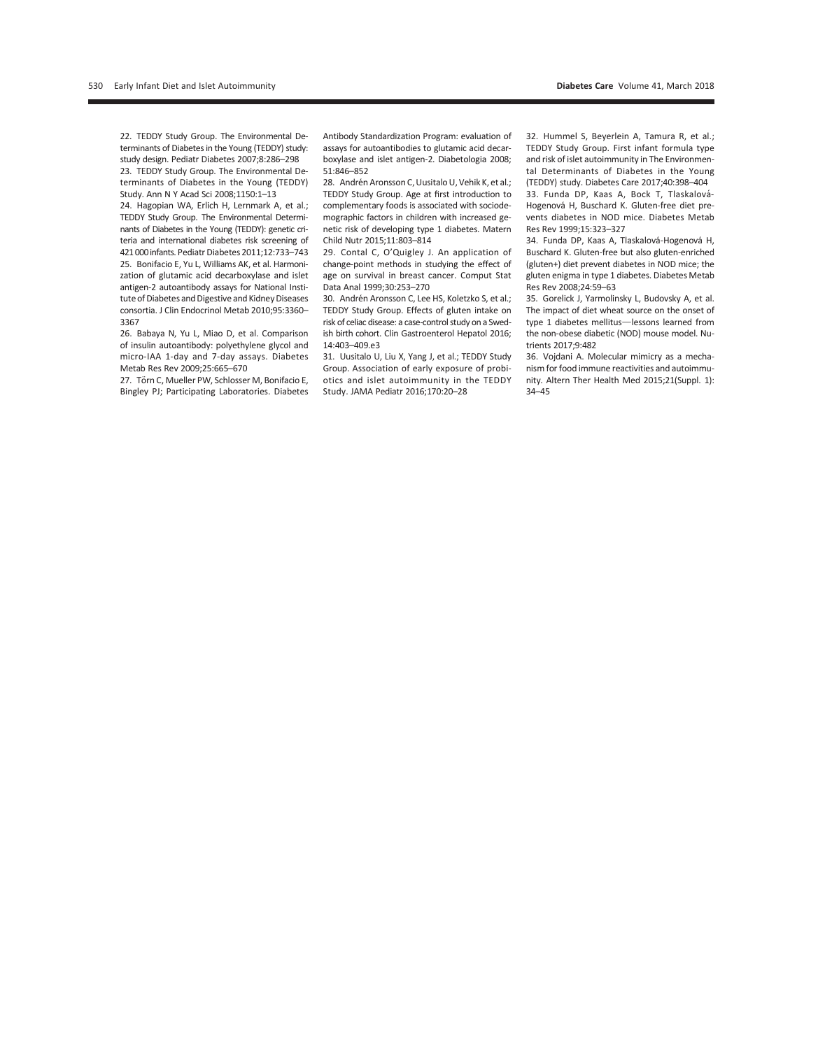22. TEDDY Study Group. The Environmental Determinants of Diabetes in the Young (TEDDY) study: study design. Pediatr Diabetes 2007;8:286–298

23. TEDDY Study Group. The Environmental Determinants of Diabetes in the Young (TEDDY) Study. Ann N Y Acad Sci 2008;1150:1–13

24. Hagopian WA, Erlich H, Lernmark A, et al.; TEDDY Study Group. The Environmental Determinants of Diabetes in the Young (TEDDY): genetic criteria and international diabetes risk screening of 421 000 infants. Pediatr Diabetes 2011;12:733–743

25. Bonifacio E, Yu L, Williams AK, et al. Harmonization of glutamic acid decarboxylase and islet antigen-2 autoantibody assays for National Institute of Diabetes and Digestive and Kidney Diseases consortia. J Clin Endocrinol Metab 2010;95:3360–3367

26. Babaya N, Yu L, Miao D, et al. Comparison of insulin autoantibody: polyethylene glycol and micro-IAA 1-day and 7-day assays. Diabetes Metab Res Rev 2009;25:665–670

27. Törn C, Mueller PW, Schlosser M, Bonifacio E, Bingley PJ; Participating Laboratories. Diabetes Antibody Standardization Program: evaluation of assays for autoantibodies to glutamic acid decarboxylase and islet antigen-2. Diabetologia 2008;51:846–852

28. Andrén Aronsson C, Uusitalo U, Vehik K, et al.; TEDDY Study Group. Age at first introduction to complementary foods is associated with sociodemographic factors in children with increased genetic risk of developing type 1 diabetes. Matern Child Nutr 2015;11:803–814

29. Contal C, O'Quigley J. An application of change-point methods in studying the effect of age on survival in breast cancer. Comput Stat Data Anal 1999;30:253–270

30. Andrén Aronsson C, Lee HS, Koletzko S, et al.; TEDDY Study Group. Effects of gluten intake on risk of celiac disease: a case-control study on a Swedish birth cohort. Clin Gastroenterol Hepatol 2016;14:403–409.e3

31. Uusitalo U, Liu X, Yang J, et al.; TEDDY Study Group. Association of early exposure of probiotics and islet autoimmunity in the TEDDY Study. JAMA Pediatr 2016;170:20–28

32. Hummel S, Beyerlein A, Tamura R, et al.; TEDDY Study Group. First infant formula type and risk of islet autoimmunity in The Environmental Determinants of Diabetes in the Young (TEDDY) study. Diabetes Care 2017;40:398–404

33. Funda DP, Kaas A, Bock T, Tlaskalová-Hogenová H, Buschard K. Gluten-free diet prevents diabetes in NOD mice. Diabetes Metab Res Rev 1999;15:323–327

34. Funda DP, Kaas A, Tlaskalová-Hogenová H, Buschard K. Gluten-free but also gluten-enriched (gluten+) diet prevent diabetes in NOD mice; the gluten enigma in type 1 diabetes. Diabetes Metab Res Rev 2008;24:59–63

35. Gorelick J, Yarmolinsky L, Budovsky A, et al. The impact of diet wheat source on the onset of type 1 diabetes mellitus—lessons learned from the non-obese diabetic (NOD) mouse model. Nutrients 2017;9:482

36. Vojdani A. Molecular mimicry as a mechanism for food immune reactivities and autoimmunity. Altern Ther Health Med 2015;21(Suppl. 1):34–45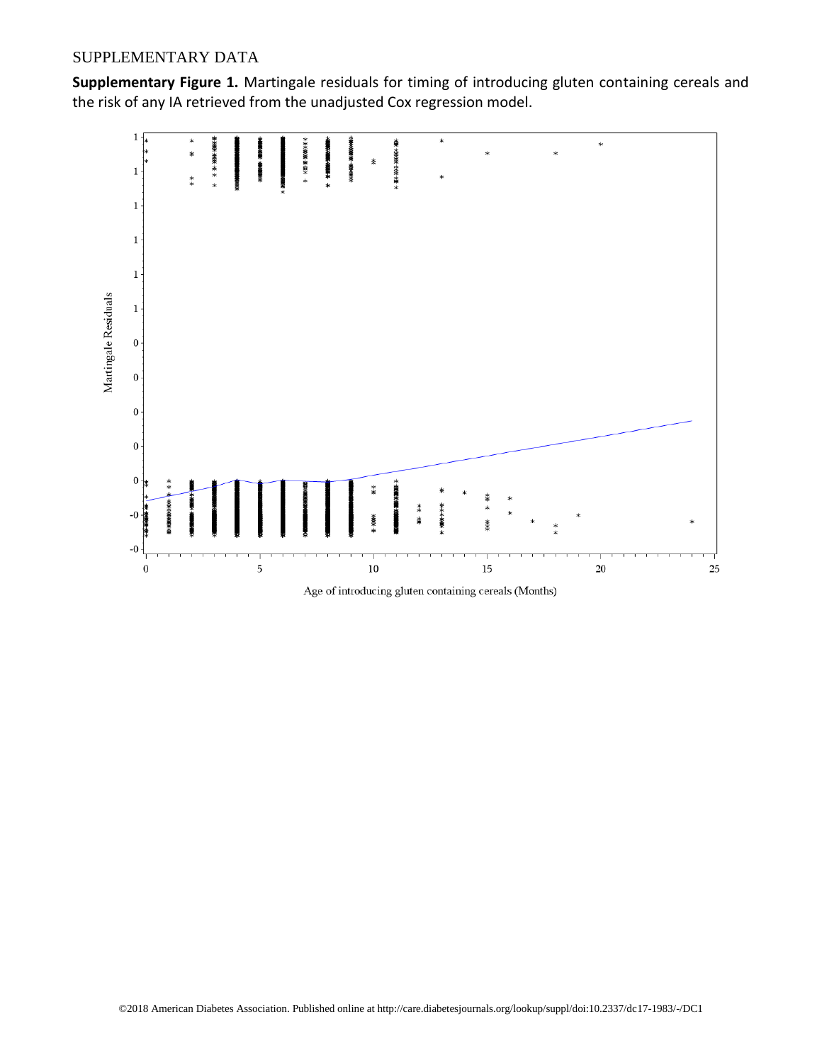SUPPLEMENTARY DATA

**Supplementary Figure 1.** Martingale residuals for timing of introducing gluten containing cereals and the risk of any IA retrieved from the unadjusted Cox regression model.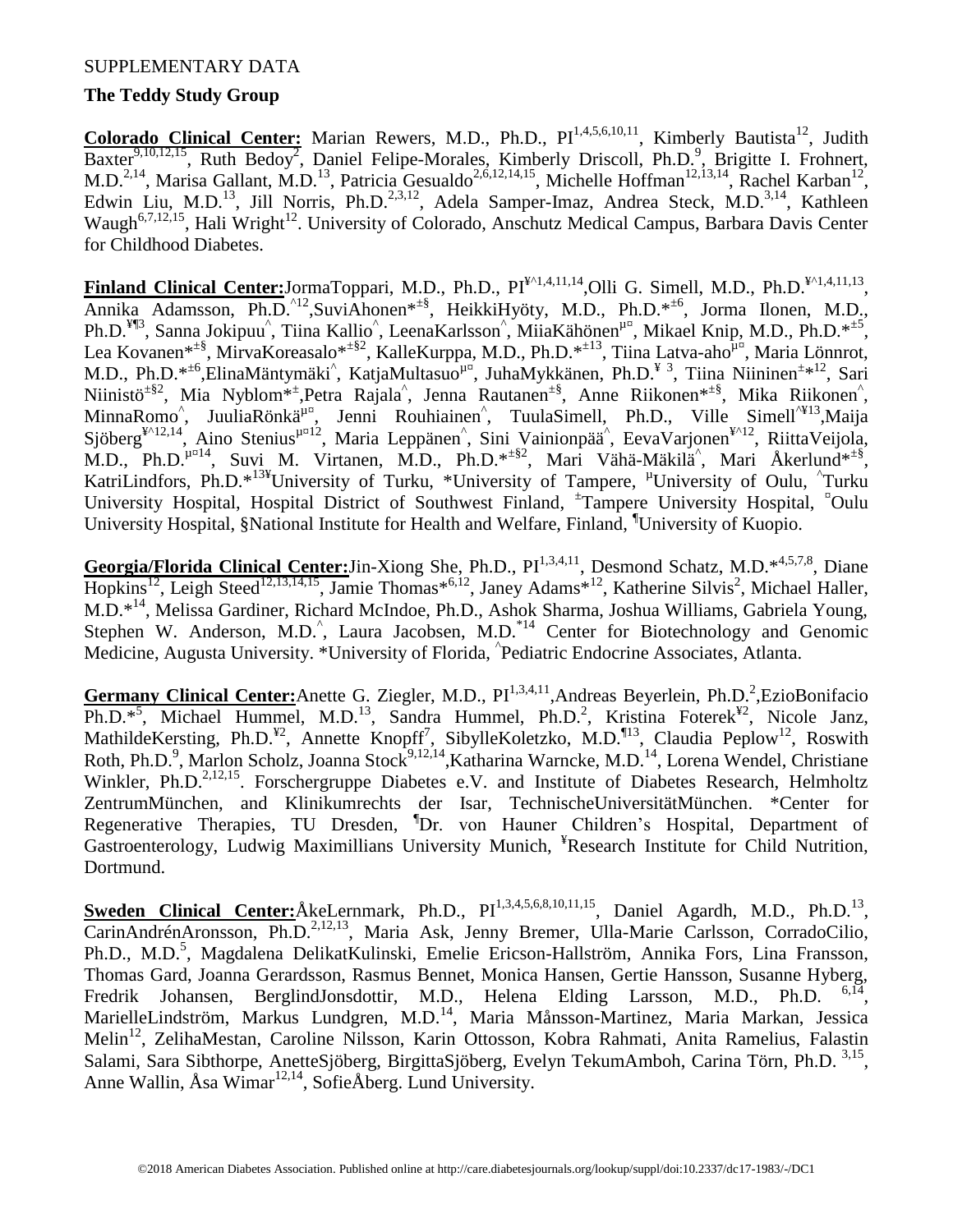SUPPLEMENTARY DATA

**The Teddy Study Group**

**Colorado Clinical Center:** Marian Rewers, M.D., Ph.D., PI[1,4,5,6,10,11], Kimberly Bautista[12], Judith Baxter[9,10,12,15], Ruth Bedoy[2], Daniel Felipe-Morales, Kimberly Driscoll, Ph.D.[9], Brigitte I. Frohnert, M.D.[2,14], Marisa Gallant, M.D.[13], Patricia Gesualdo[2,6,12,14,15], Michelle Hoffman[12,13,14], Rachel Karban[12], Edwin Liu, M.D.[13], Jill Norris, Ph.D.[2,3,12], Adela Samper-Imaz, Andrea Steck, M.D.[3,14], Kathleen Waugh[6,7,12,15], Hali Wright[12]. University of Colorado, Anschutz Medical Campus, Barbara Davis Center for Childhood Diabetes.

**Finland Clinical Center:** JormaToppari, M.D., Ph.D., PI[¥^1,4,11,14],Olli G. Simell, M.D., Ph.D.[¥^1,4,11,13], Annika Adamsson, Ph.D.[^12],SuviAhonen*[±§], HeikkiHyöty, M.D., Ph.D.*[±6], Jorma Ilonen, M.D., Ph.D.[¥¶3], Sanna Jokipuu[^], Tiina Kallio[^], LeenaKarlsson[^], MiiaKähönen[µ¤], Mikael Knip, M.D., Ph.D.*[±5], Lea Kovanen*[±§], MirvaKoreasalo*[±§2], KalleKurppa, M.D., Ph.D.*[±13], Tiina Latva-aho[µ¤], Maria Lönnrot, M.D., Ph.D.*[±6],ElinaMäntymäki[^], KatjaMultasuo[µ¤], JuhaMykkänen, Ph.D.[¥ 3], Tiina Niininen[±]*[12], Sari Niinistö[±§2], Mia Nyblom*[±],Petra Rajala[^], Jenna Rautanen[±§], Anne Riikonen*[±§], Mika Riikonen[^], MinnaRomo[^], JuuliaRönkä[µ¤], Jenni Rouhiainen[^], TuulaSimell, Ph.D., Ville Simell[^¥13],Maija Sjöberg[¥^12,14], Aino Stenius[µ¤12], Maria Leppänen[^], Sini Vainionpää[^], EevaVarjonen[¥^12], RiittaVeijola, M.D., Ph.D.[µ¤14], Suvi M. Virtanen, M.D., Ph.D.*[±§2], Mari Vähä-Mäkilä[^], Mari Åkerlund*[±§], KatriLindfors, Ph.D.*[13]¥University of Turku, *University of Tampere, µUniversity of Oulu, ^Turku University Hospital, Hospital District of Southwest Finland, ±Tampere University Hospital, ¤Oulu University Hospital, §National Institute for Health and Welfare, Finland, ¶University of Kuopio.

**Georgia/Florida Clinical Center:** Jin-Xiong She, Ph.D., PI[1,3,4,11], Desmond Schatz, M.D.*[4,5,7,8], Diane Hopkins[12], Leigh Steed[12,13,14,15], Jamie Thomas*[6,12], Janey Adams*[12], Katherine Silvis[2], Michael Haller, M.D.*[14], Melissa Gardiner, Richard McIndoe, Ph.D., Ashok Sharma, Joshua Williams, Gabriela Young, Stephen W. Anderson, M.D.[^], Laura Jacobsen, M.D.*[14] Center for Biotechnology and Genomic Medicine, Augusta University. *University of Florida, ^Pediatric Endocrine Associates, Atlanta.

**Germany Clinical Center:** Anette G. Ziegler, M.D., PI[1,3,4,11],Andreas Beyerlein, Ph.D.[2],EzioBonifacio Ph.D.*[5], Michael Hummel, M.D.[13], Sandra Hummel, Ph.D.[2], Kristina Foterek[¥2], Nicole Janz, MathildeKersting, Ph.D.[¥2], Annette Knopff[7], SibylleKoletzko, M.D.[¶13], Claudia Peplow[12], Roswith Roth, Ph.D.[9], Marlon Scholz, Joanna Stock[9,12,14],Katharina Warncke, M.D.[14], Lorena Wendel, Christiane Winkler, Ph.D.[2,12,15]. Forschergruppe Diabetes e.V. and Institute of Diabetes Research, Helmholtz ZentrumMünchen, and Klinikumrechts der Isar, TechnischeUniversitätMünchen. *Center for Regenerative Therapies, TU Dresden, ¶Dr. von Hauner Children's Hospital, Department of Gastroenterology, Ludwig Maximillians University Munich, ¥Research Institute for Child Nutrition, Dortmund.

**Sweden Clinical Center:** ÅkeLernmark, Ph.D., PI[1,3,4,5,6,8,10,11,15], Daniel Agardh, M.D., Ph.D.[13], CarinAndrénAronsson, Ph.D.[2,12,13], Maria Ask, Jenny Bremer, Ulla-Marie Carlsson, CorradoCilio, Ph.D., M.D.[5], Magdalena DelikatKulinski, Emelie Ericson-Hallström, Annika Fors, Lina Fransson, Thomas Gard, Joanna Gerardsson, Rasmus Bennet, Monica Hansen, Gertie Hansson, Susanne Hyberg, Fredrik Johansen, BerglindJonsdottir, M.D., Helena Elding Larsson, M.D., Ph.D. [6,14], MarielleLindström, Markus Lundgren, M.D.[14], Maria Månsson-Martinez, Maria Markan, Jessica Melin[12], ZelihaMestan, Caroline Nilsson, Karin Ottosson, Kobra Rahmati, Anita Ramelius, Falastin Salami, Sara Sibthorpe, AnetteSjöberg, BirgittaSjöberg, Evelyn TekumAmboh, Carina Törn, Ph.D. [3,15], Anne Wallin, Åsa Wimar[12,14], SofieÅberg. Lund University.

©2018 American Diabetes Association. Published online at http://care.diabetesjournals.org/lookup/suppl/doi:10.2337/dc17-1983/-/DC1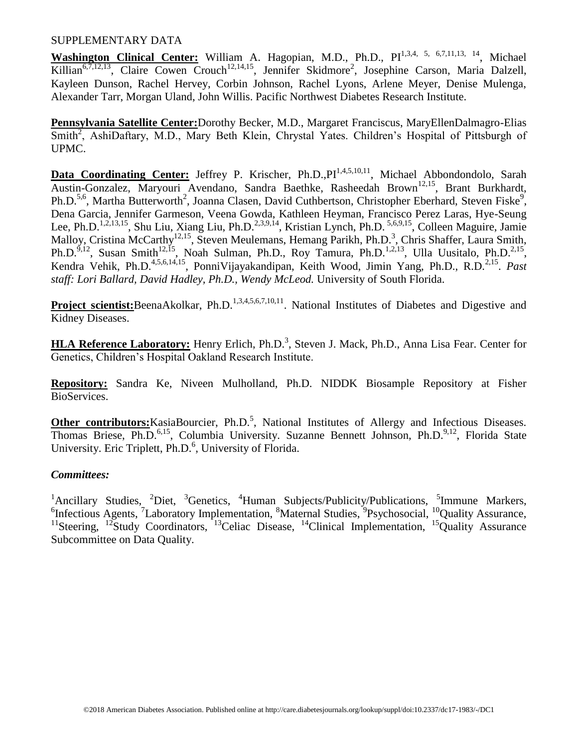SUPPLEMENTARY DATA

**Washington Clinical Center:** William A. Hagopian, M.D., Ph.D., PI[1,3,4, 5, 6,7,11,13, 14], Michael Killian[6,7,12,13], Claire Cowen Crouch[12,14,15], Jennifer Skidmore[2], Josephine Carson, Maria Dalzell, Kayleen Dunson, Rachel Hervey, Corbin Johnson, Rachel Lyons, Arlene Meyer, Denise Mulenga, Alexander Tarr, Morgan Uland, John Willis. Pacific Northwest Diabetes Research Institute.

**Pennsylvania Satellite Center:**Dorothy Becker, M.D., Margaret Franciscus, MaryEllenDalmagro-Elias Smith[2], AshiDaftary, M.D., Mary Beth Klein, Chrystal Yates. Children's Hospital of Pittsburgh of UPMC.

**Data Coordinating Center:** Jeffrey P. Krischer, Ph.D.,PI[1,4,5,10,11], Michael Abbondondolo, Sarah Austin-Gonzalez, Maryouri Avendano, Sandra Baethke, Rasheedah Brown[12,15], Brant Burkhardt, Ph.D.[5,6], Martha Butterworth[2], Joanna Clasen, David Cuthbertson, Christopher Eberhard, Steven Fiske[9], Dena Garcia, Jennifer Garmeson, Veena Gowda, Kathleen Heyman, Francisco Perez Laras, Hye-Seung Lee, Ph.D.[1,2,13,15], Shu Liu, Xiang Liu, Ph.D.[2,3,9,14], Kristian Lynch, Ph.D. [5,6,9,15], Colleen Maguire, Jamie Malloy, Cristina McCarthy[12,15], Steven Meulemans, Hemang Parikh, Ph.D.[3], Chris Shaffer, Laura Smith, Ph.D.[9,12], Susan Smith[12,15], Noah Sulman, Ph.D., Roy Tamura, Ph.D.[1,2,13], Ulla Uusitalo, Ph.D.[2,15], Kendra Vehik, Ph.D.[4,5,6,14,15], PonniVijayakandipan, Keith Wood, Jimin Yang, Ph.D., R.D.[2,15]. *Past staff: Lori Ballard, David Hadley, Ph.D., Wendy McLeod.* University of South Florida.

**Project scientist:**BeenaAkolkar, Ph.D.[1,3,4,5,6,7,10,11]. National Institutes of Diabetes and Digestive and Kidney Diseases.

**HLA Reference Laboratory:** Henry Erlich, Ph.D.[3], Steven J. Mack, Ph.D., Anna Lisa Fear. Center for Genetics, Children's Hospital Oakland Research Institute.

**Repository:** Sandra Ke, Niveen Mulholland, Ph.D. NIDDK Biosample Repository at Fisher BioServices.

**Other contributors:**KasiaBourcier, Ph.D.[5], National Institutes of Allergy and Infectious Diseases. Thomas Briese, Ph.D.[6,15], Columbia University. Suzanne Bennett Johnson, Ph.D.[9,12], Florida State University. Eric Triplett, Ph.D.[6], University of Florida.

***Committees:***

[1]Ancillary Studies, [2]Diet, [3]Genetics, [4]Human Subjects/Publicity/Publications, [5]Immune Markers, [6]Infectious Agents, [7]Laboratory Implementation, [8]Maternal Studies, [9]Psychosocial, [10]Quality Assurance, [11]Steering, [12]Study Coordinators, [13]Celiac Disease, [14]Clinical Implementation, [15]Quality Assurance Subcommittee on Data Quality.